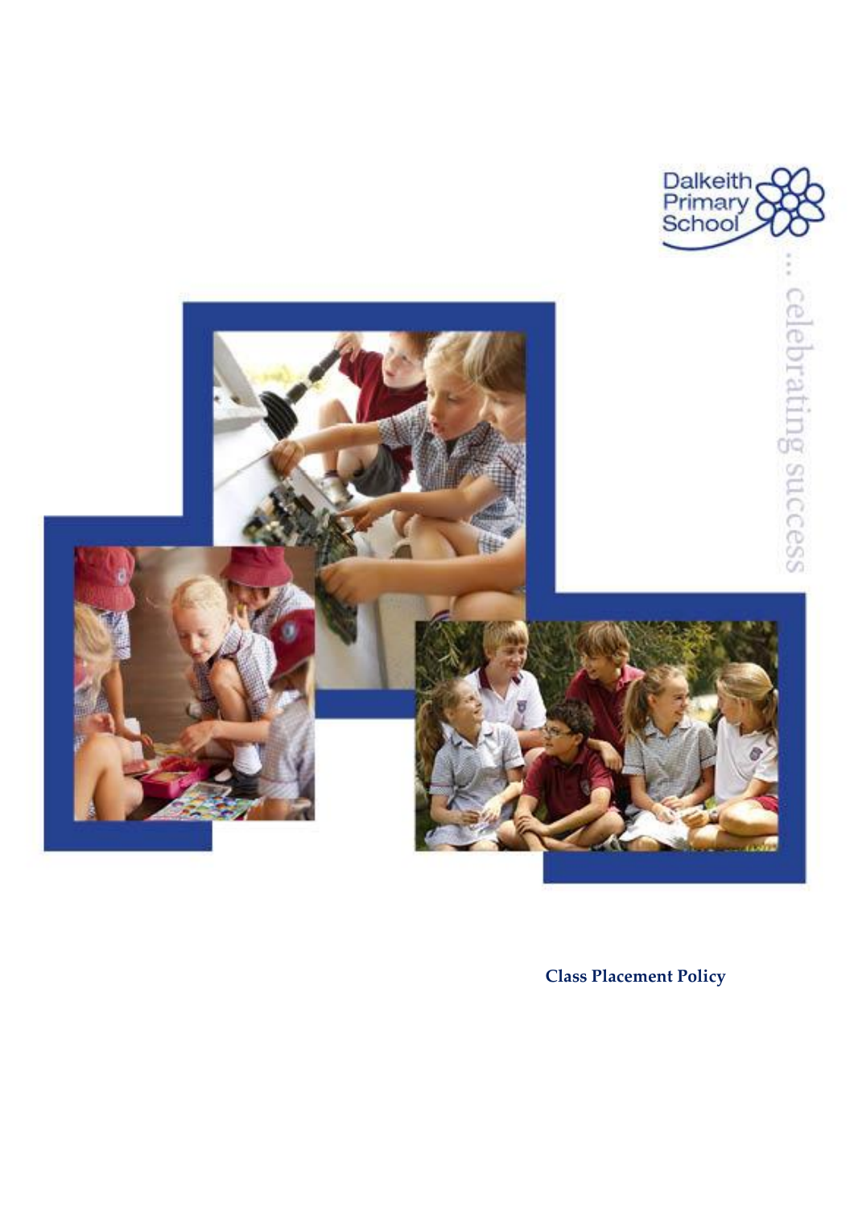Dalkeith Primary School

... celebrating success

**Class Placement Policy**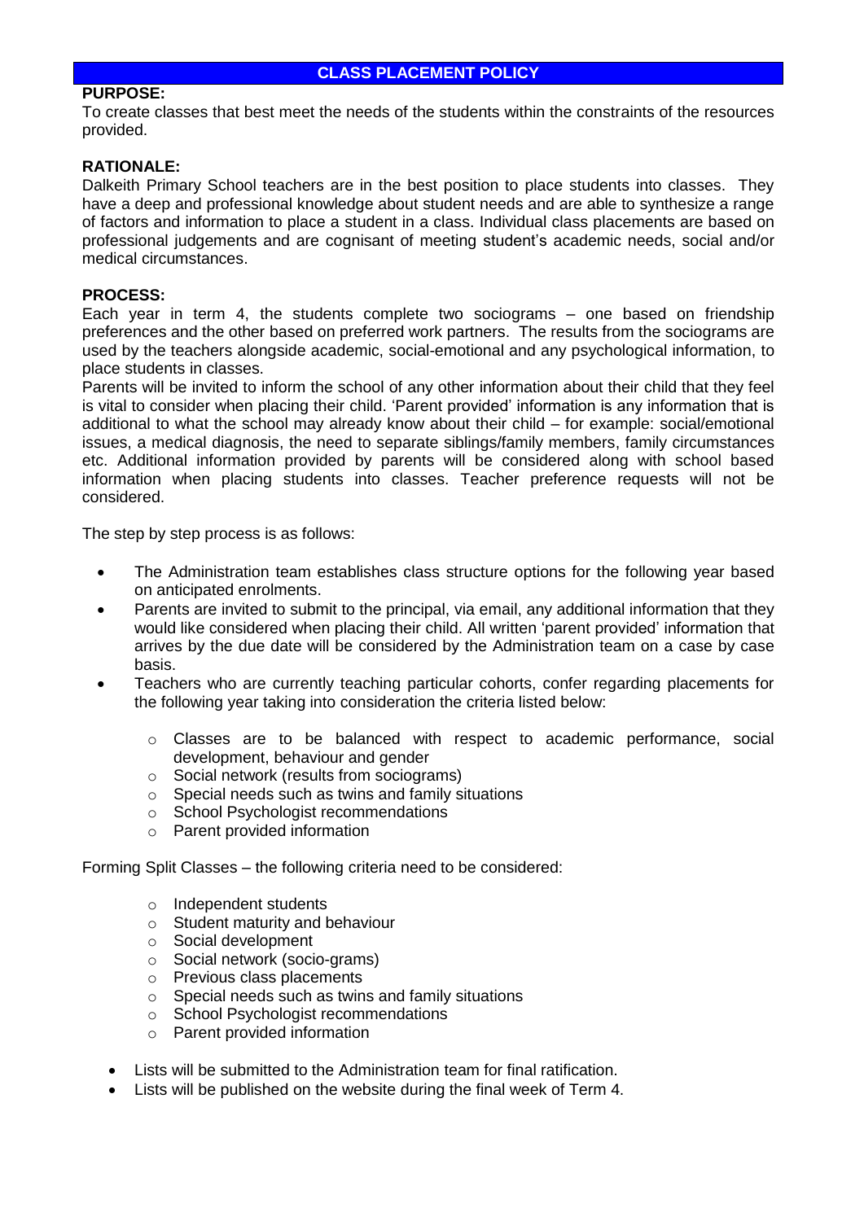## CLASS PLACEMENT POLICY

**PURPOSE:**

To create classes that best meet the needs of the students within the constraints of the resources provided.

**RATIONALE:**

Dalkeith Primary School teachers are in the best position to place students into classes. They have a deep and professional knowledge about student needs and are able to synthesize a range of factors and information to place a student in a class. Individual class placements are based on professional judgements and are cognisant of meeting student's academic needs, social and/or medical circumstances.

**PROCESS:**

Each year in term 4, the students complete two sociograms – one based on friendship preferences and the other based on preferred work partners. The results from the sociograms are used by the teachers alongside academic, social-emotional and any psychological information, to place students in classes.

Parents will be invited to inform the school of any other information about their child that they feel is vital to consider when placing their child. 'Parent provided' information is any information that is additional to what the school may already know about their child – for example: social/emotional issues, a medical diagnosis, the need to separate siblings/family members, family circumstances etc. Additional information provided by parents will be considered along with school based information when placing students into classes. Teacher preference requests will not be considered.

The step by step process is as follows:

- The Administration team establishes class structure options for the following year based on anticipated enrolments.
- Parents are invited to submit to the principal, via email, any additional information that they would like considered when placing their child. All written 'parent provided' information that arrives by the due date will be considered by the Administration team on a case by case basis.
- Teachers who are currently teaching particular cohorts, confer regarding placements for the following year taking into consideration the criteria listed below:
  - Classes are to be balanced with respect to academic performance, social development, behaviour and gender
  - Social network (results from sociograms)
  - Special needs such as twins and family situations
  - School Psychologist recommendations
  - Parent provided information

Forming Split Classes – the following criteria need to be considered:

- Independent students
- Student maturity and behaviour
- Social development
- Social network (socio-grams)
- Previous class placements
- Special needs such as twins and family situations
- School Psychologist recommendations
- Parent provided information

- Lists will be submitted to the Administration team for final ratification.
- Lists will be published on the website during the final week of Term 4.